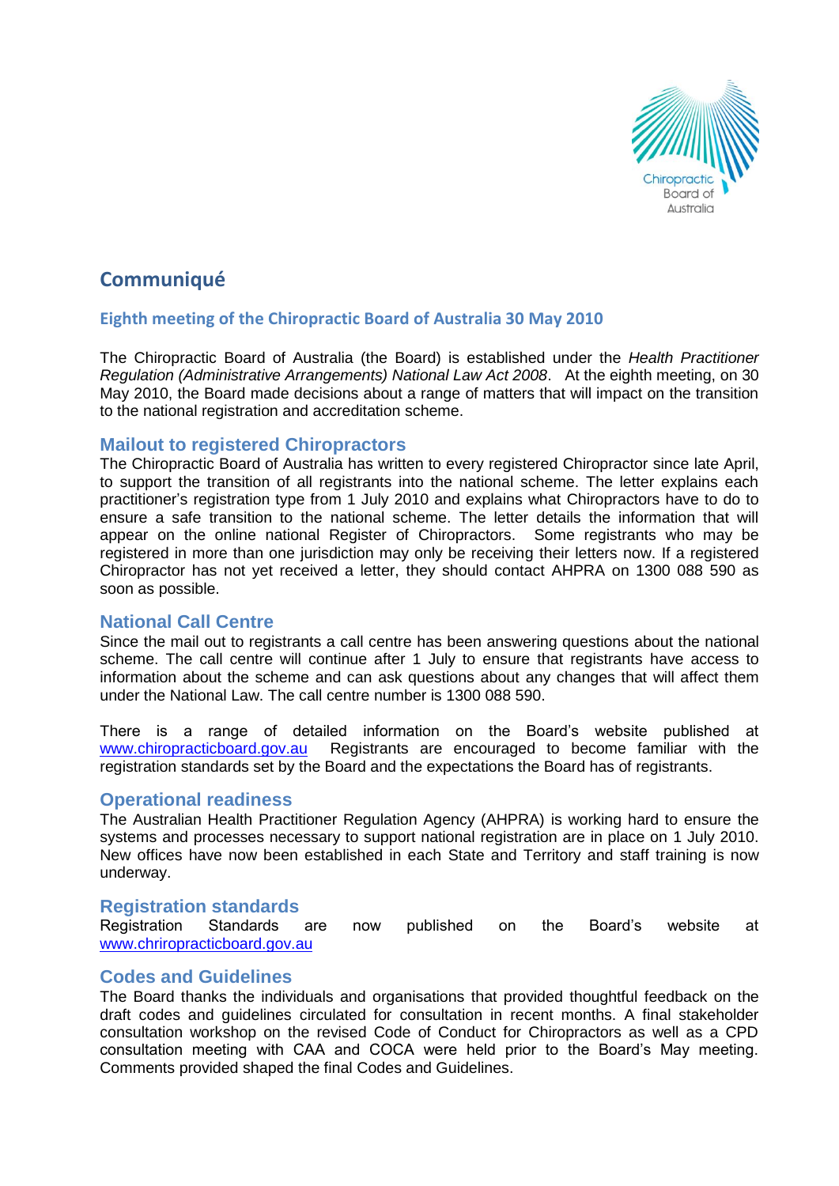# Communiqué

## Eighth meeting of the Chiropractic Board of Australia 30 May 2010

The Chiropractic Board of Australia (the Board) is established under the *Health Practitioner Regulation (Administrative Arrangements) National Law Act 2008*. At the eighth meeting, on 30 May 2010, the Board made decisions about a range of matters that will impact on the transition to the national registration and accreditation scheme.

### Mailout to registered Chiropractors

The Chiropractic Board of Australia has written to every registered Chiropractor since late April, to support the transition of all registrants into the national scheme. The letter explains each practitioner's registration type from 1 July 2010 and explains what Chiropractors have to do to ensure a safe transition to the national scheme. The letter details the information that will appear on the online national Register of Chiropractors. Some registrants who may be registered in more than one jurisdiction may only be receiving their letters now. If a registered Chiropractor has not yet received a letter, they should contact AHPRA on 1300 088 590 as soon as possible.

### National Call Centre

Since the mail out to registrants a call centre has been answering questions about the national scheme. The call centre will continue after 1 July to ensure that registrants have access to information about the scheme and can ask questions about any changes that will affect them under the National Law. The call centre number is 1300 088 590.

There is a range of detailed information on the Board's website published at www.chiropracticboard.gov.au Registrants are encouraged to become familiar with the registration standards set by the Board and the expectations the Board has of registrants.

### Operational readiness

The Australian Health Practitioner Regulation Agency (AHPRA) is working hard to ensure the systems and processes necessary to support national registration are in place on 1 July 2010. New offices have now been established in each State and Territory and staff training is now underway.

### Registration standards

Registration Standards are now published on the Board's website at www.chriropracticboard.gov.au

### Codes and Guidelines

The Board thanks the individuals and organisations that provided thoughtful feedback on the draft codes and guidelines circulated for consultation in recent months. A final stakeholder consultation workshop on the revised Code of Conduct for Chiropractors as well as a CPD consultation meeting with CAA and COCA were held prior to the Board's May meeting. Comments provided shaped the final Codes and Guidelines.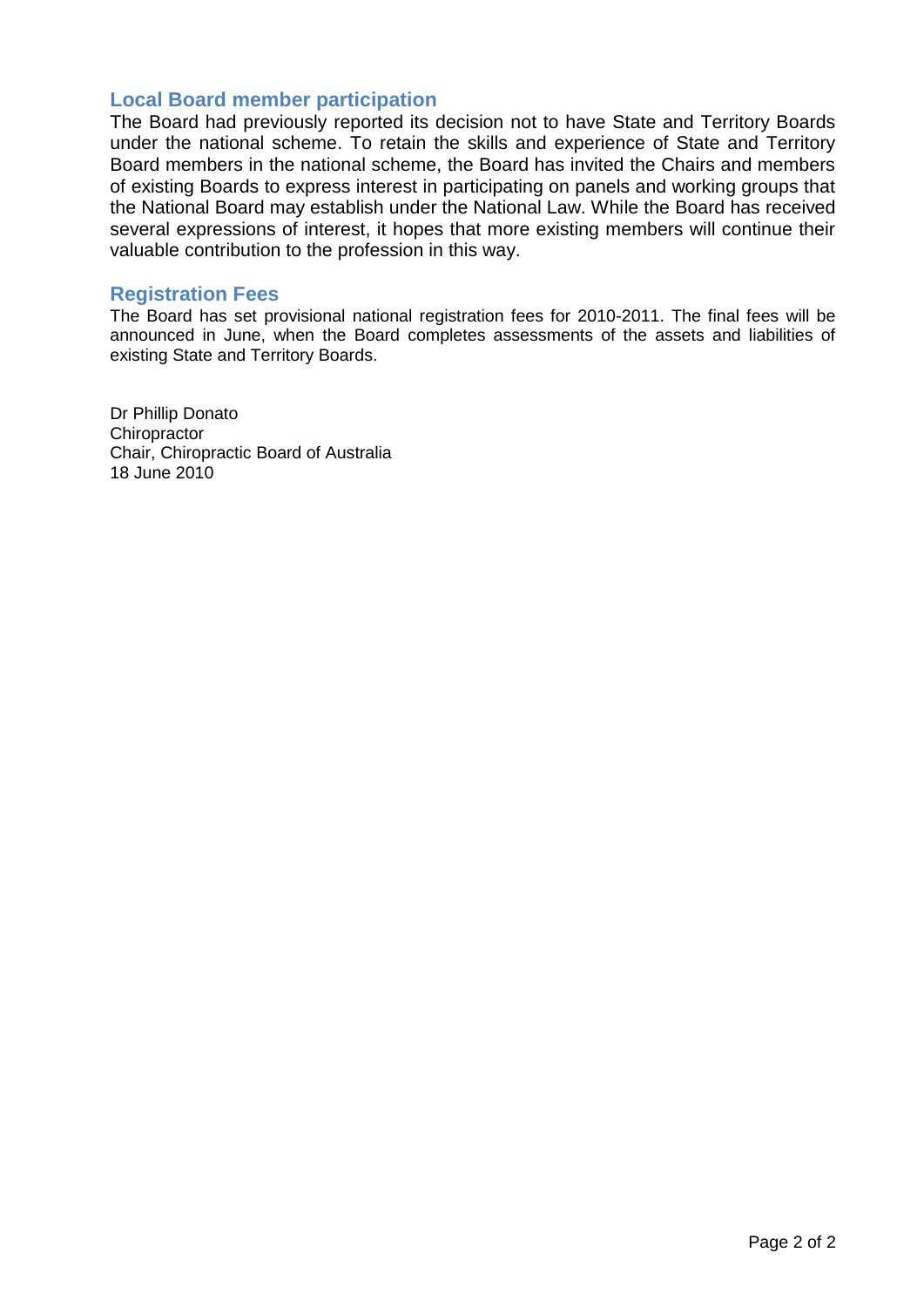## Local Board member participation

The Board had previously reported its decision not to have State and Territory Boards under the national scheme. To retain the skills and experience of State and Territory Board members in the national scheme, the Board has invited the Chairs and members of existing Boards to express interest in participating on panels and working groups that the National Board may establish under the National Law. While the Board has received several expressions of interest, it hopes that more existing members will continue their valuable contribution to the profession in this way.

## Registration Fees

The Board has set provisional national registration fees for 2010-2011. The final fees will be announced in June, when the Board completes assessments of the assets and liabilities of existing State and Territory Boards.

Dr Phillip Donato
Chiropractor
Chair, Chiropractic Board of Australia
18 June 2010